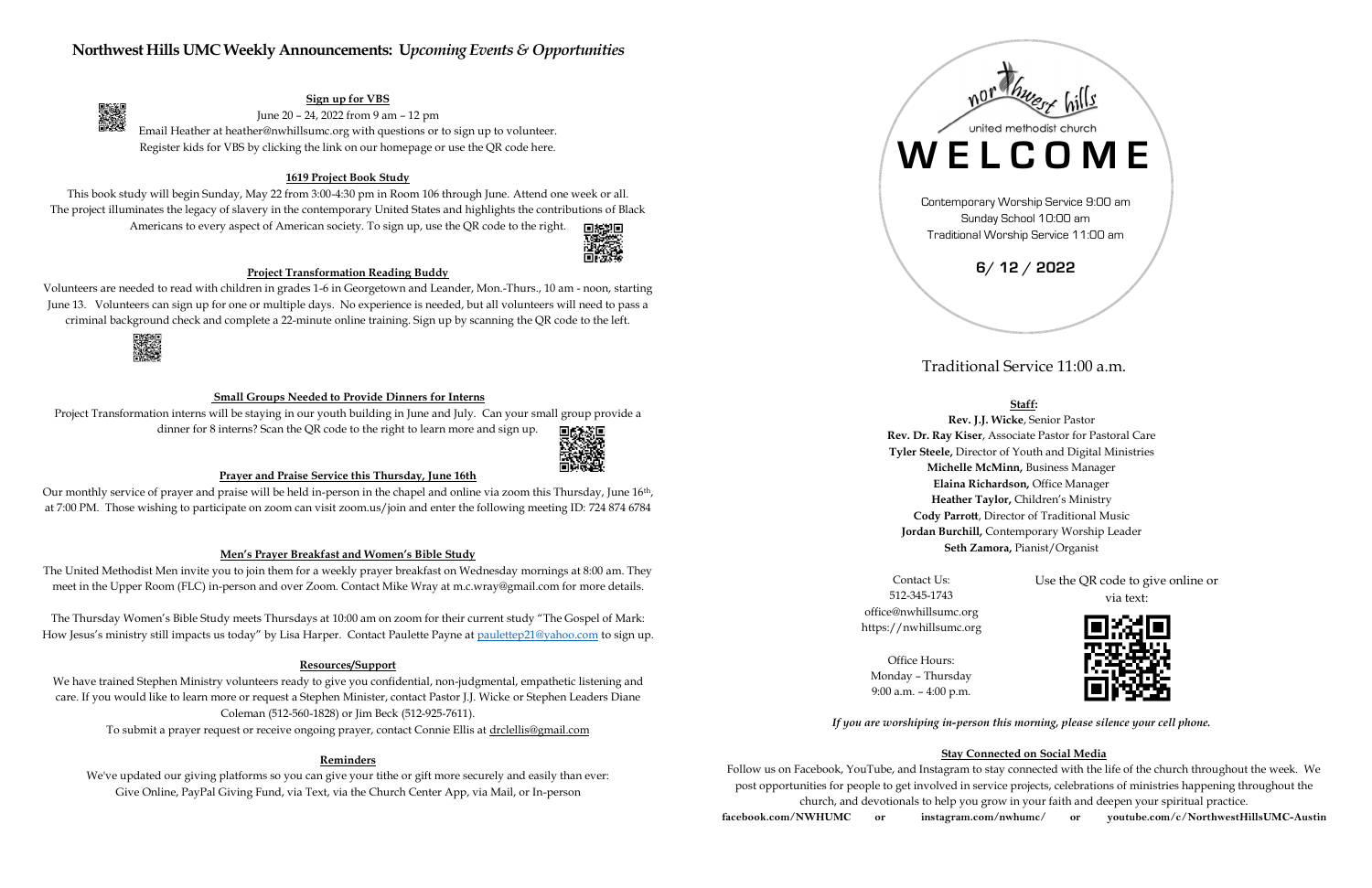# Northwest Hills UMC Weekly Announcements: *Upcoming Events & Opportunities*

**Sign up for VBS**

June 20 – 24, 2022 from 9 am – 12 pm
Email Heather at heather@nwhillsumc.org with questions or to sign up to volunteer.
Register kids for VBS by clicking the link on our homepage or use the QR code here.

**1619 Project Book Study**

This book study will begin Sunday, May 22 from 3:00-4:30 pm in Room 106 through June. Attend one week or all. The project illuminates the legacy of slavery in the contemporary United States and highlights the contributions of Black Americans to every aspect of American society. To sign up, use the QR code to the right.

**Project Transformation Reading Buddy**

Volunteers are needed to read with children in grades 1-6 in Georgetown and Leander, Mon.-Thurs., 10 am - noon, starting June 13. Volunteers can sign up for one or multiple days. No experience is needed, but all volunteers will need to pass a criminal background check and complete a 22-minute online training. Sign up by scanning the QR code to the left.

**Small Groups Needed to Provide Dinners for Interns**

Project Transformation interns will be staying in our youth building in June and July. Can your small group provide a dinner for 8 interns? Scan the QR code to the right to learn more and sign up.

**Prayer and Praise Service this Thursday, June 16th**

Our monthly service of prayer and praise will be held in-person in the chapel and online via zoom this Thursday, June 16th, at 7:00 PM. Those wishing to participate on zoom can visit zoom.us/join and enter the following meeting ID: 724 874 6784

**Men's Prayer Breakfast and Women's Bible Study**

The United Methodist Men invite you to join them for a weekly prayer breakfast on Wednesday mornings at 8:00 am. They meet in the Upper Room (FLC) in-person and over Zoom. Contact Mike Wray at m.c.wray@gmail.com for more details.

The Thursday Women's Bible Study meets Thursdays at 10:00 am on zoom for their current study "The Gospel of Mark: How Jesus's ministry still impacts us today" by Lisa Harper. Contact Paulette Payne at paulettep21@yahoo.com to sign up.

**Resources/Support**

We have trained Stephen Ministry volunteers ready to give you confidential, non-judgmental, empathetic listening and care. If you would like to learn more or request a Stephen Minister, contact Pastor J.J. Wicke or Stephen Leaders Diane Coleman (512-560-1828) or Jim Beck (512-925-7611).

To submit a prayer request or receive ongoing prayer, contact Connie Ellis at drclellis@gmail.com

**Reminders**

We've updated our giving platforms so you can give your tithe or gift more securely and easily than ever: Give Online, PayPal Giving Fund, via Text, via the Church Center App, via Mail, or In-person

---

northwest hills
united methodist church

# WELCOME

Contemporary Worship Service 9:00 am
Sunday School 10:00 am
Traditional Worship Service 11:00 am

**6/ 12 / 2022**

## Traditional Service 11:00 a.m.

**Staff:**

**Rev. J.J. Wicke**, Senior Pastor
**Rev. Dr. Ray Kiser**, Associate Pastor for Pastoral Care
**Tyler Steele,** Director of Youth and Digital Ministries
**Michelle McMinn,** Business Manager
**Elaina Richardson,** Office Manager
**Heather Taylor,** Children's Ministry
**Cody Parrott**, Director of Traditional Music
**Jordan Burchill,** Contemporary Worship Leader
**Seth Zamora,** Pianist/Organist

Contact Us:
512-345-1743
office@nwhillsumc.org
https://nwhillsumc.org

Office Hours:
Monday – Thursday
9:00 a.m. – 4:00 p.m.

Use the QR code to give online or via text:

***If you are worshiping in-person this morning, please silence your cell phone.***

**Stay Connected on Social Media**

Follow us on Facebook, YouTube, and Instagram to stay connected with the life of the church throughout the week. We post opportunities for people to get involved in service projects, celebrations of ministries happening throughout the church, and devotionals to help you grow in your faith and deepen your spiritual practice.

**facebook.com/NWHUMC or instagram.com/nwhumc/ or youtube.com/c/NorthwestHillsUMC-Austin**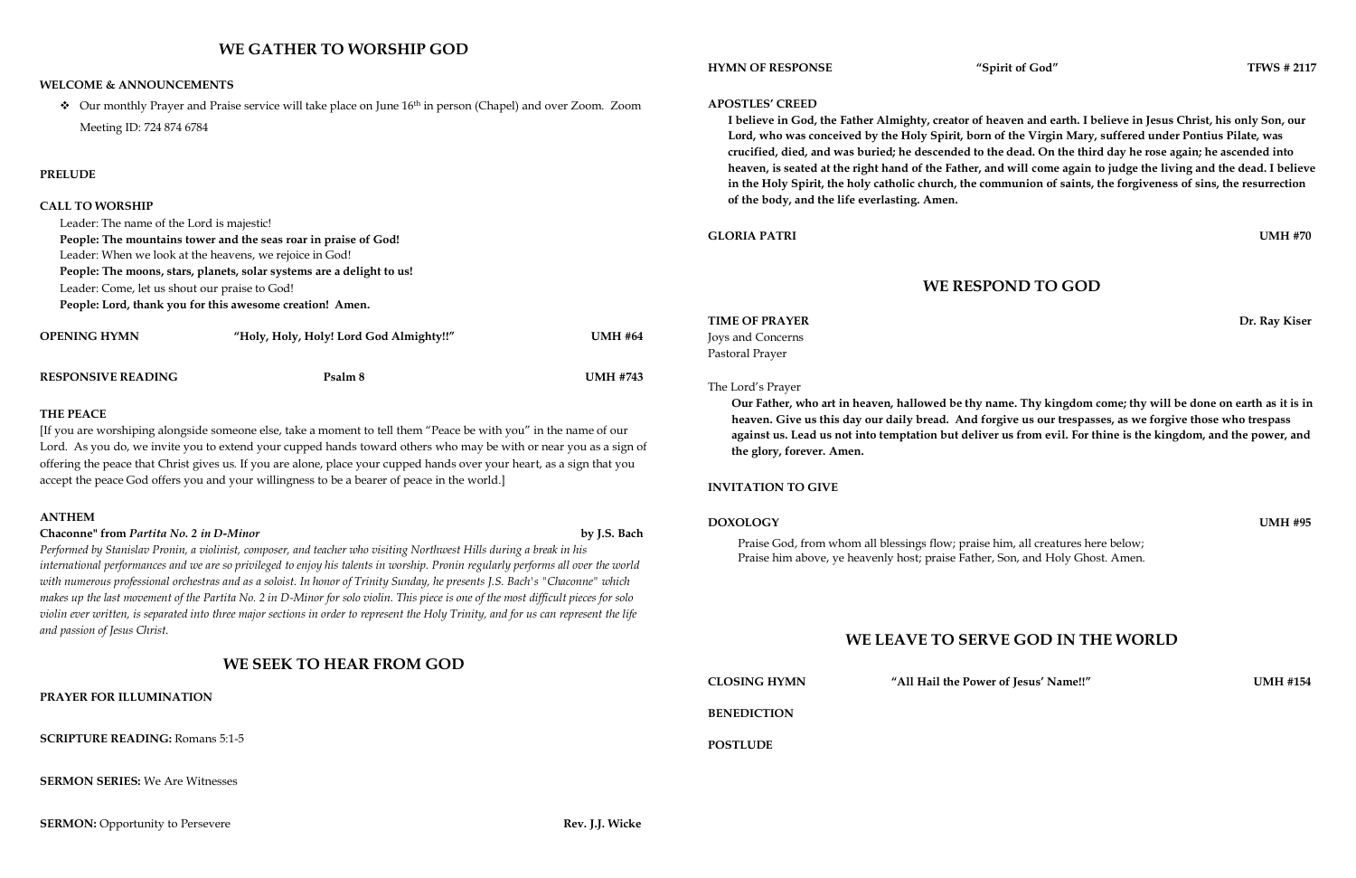## WE GATHER TO WORSHIP GOD

**WELCOME & ANNOUNCEMENTS**

- Our monthly Prayer and Praise service will take place on June 16th in person (Chapel) and over Zoom. Zoom Meeting ID: 724 874 6784

**PRELUDE**

**CALL TO WORSHIP**

Leader: The name of the Lord is majestic!
**People: The mountains tower and the seas roar in praise of God!**
Leader: When we look at the heavens, we rejoice in God!
**People: The moons, stars, planets, solar systems are a delight to us!**
Leader: Come, let us shout our praise to God!
**People: Lord, thank you for this awesome creation! Amen.**

**OPENING HYMN** **"Holy, Holy, Holy! Lord God Almighty!"** **UMH #64**

**RESPONSIVE READING** **Psalm 8** **UMH #743**

**THE PEACE**

[If you are worshiping alongside someone else, take a moment to tell them "Peace be with you" in the name of our Lord. As you do, we invite you to extend your cupped hands toward others who may be with or near you as a sign of offering the peace that Christ gives us. If you are alone, place your cupped hands over your heart, as a sign that you accept the peace God offers you and your willingness to be a bearer of peace in the world.]

**ANTHEM**

**Chaconne" from *Partita No. 2 in D-Minor*** **by J.S. Bach**

*Performed by Stanislav Pronin, a violinist, composer, and teacher who visiting Northwest Hills during a break in his international performances and we are so privileged to enjoy his talents in worship. Pronin regularly performs all over the world with numerous professional orchestras and as a soloist. In honor of Trinity Sunday, he presents J.S. Bach's "Chaconne" which makes up the last movement of the Partita No. 2 in D-Minor for solo violin. This piece is one of the most difficult pieces for solo violin ever written, is separated into three major sections in order to represent the Holy Trinity, and for us can represent the life and passion of Jesus Christ.*

## WE SEEK TO HEAR FROM GOD

**PRAYER FOR ILLUMINATION**

**SCRIPTURE READING:** Romans 5:1-5

**SERMON SERIES:** We Are Witnesses

**SERMON:** Opportunity to Persevere **Rev. J.J. Wicke**

**HYMN OF RESPONSE** **"Spirit of God"** **TFWS # 2117**

**APOSTLES' CREED**

**I believe in God, the Father Almighty, creator of heaven and earth. I believe in Jesus Christ, his only Son, our Lord, who was conceived by the Holy Spirit, born of the Virgin Mary, suffered under Pontius Pilate, was crucified, died, and was buried; he descended to the dead. On the third day he rose again; he ascended into heaven, is seated at the right hand of the Father, and will come again to judge the living and the dead. I believe in the Holy Spirit, the holy catholic church, the communion of saints, the forgiveness of sins, the resurrection of the body, and the life everlasting. Amen.**

**GLORIA PATRI** **UMH #70**

## WE RESPOND TO GOD

**TIME OF PRAYER** **Dr. Ray Kiser**

Joys and Concerns
Pastoral Prayer

The Lord's Prayer

**Our Father, who art in heaven, hallowed be thy name. Thy kingdom come; thy will be done on earth as it is in heaven. Give us this day our daily bread. And forgive us our trespasses, as we forgive those who trespass against us. Lead us not into temptation but deliver us from evil. For thine is the kingdom, and the power, and the glory, forever. Amen.**

**INVITATION TO GIVE**

**DOXOLOGY** **UMH #95**

Praise God, from whom all blessings flow; praise him, all creatures here below;
Praise him above, ye heavenly host; praise Father, Son, and Holy Ghost. Amen.

## WE LEAVE TO SERVE GOD IN THE WORLD

**CLOSING HYMN** **"All Hail the Power of Jesus' Name!!"** **UMH #154**

**BENEDICTION**

**POSTLUDE**